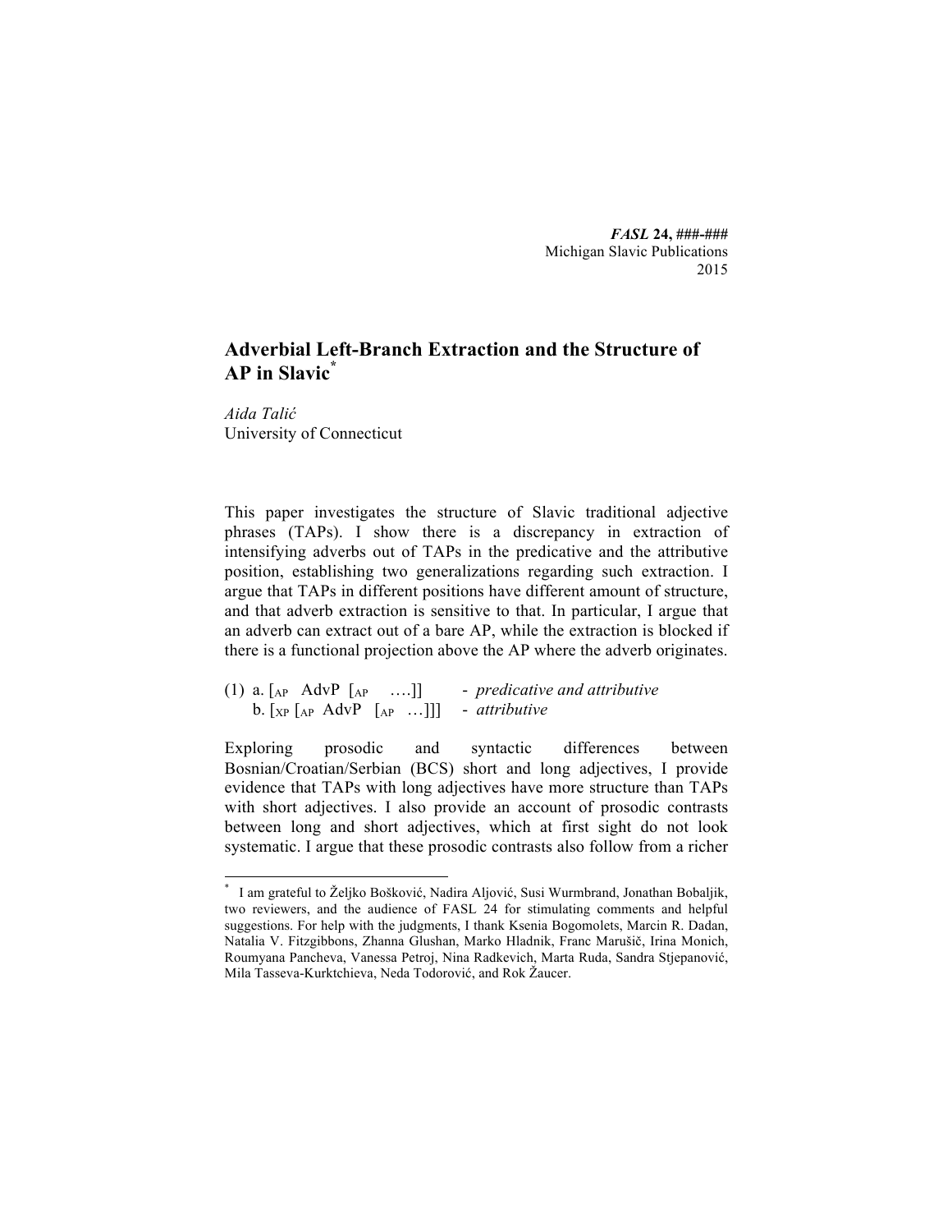# Adverbial Left-Branch Extraction and the Structure of AP in Slavic[*]

*Aida Talić*
University of Connecticut

This paper investigates the structure of Slavic traditional adjective phrases (TAPs). I show there is a discrepancy in extraction of intensifying adverbs out of TAPs in the predicative and the attributive position, establishing two generalizations regarding such extraction. I argue that TAPs in different positions have different amount of structure, and that adverb extraction is sensitive to that. In particular, I argue that an adverb can extract out of a bare AP, while the extraction is blocked if there is a functional projection above the AP where the adverb originates.

(1) a. $[_{AP}$ AdvP $[_{AP}$ ….]] - *predicative and attributive*
    b. $[_{XP}$ $[_{AP}$ AdvP $[_{AP}$ …]]] - *attributive*

Exploring prosodic and syntactic differences between Bosnian/Croatian/Serbian (BCS) short and long adjectives, I provide evidence that TAPs with long adjectives have more structure than TAPs with short adjectives. I also provide an account of prosodic contrasts between long and short adjectives, which at first sight do not look systematic. I argue that these prosodic contrasts also follow from a richer

---

[*] I am grateful to Željko Bošković, Nadira Aljović, Susi Wurmbrand, Jonathan Bobaljik, two reviewers, and the audience of FASL 24 for stimulating comments and helpful suggestions. For help with the judgments, I thank Ksenia Bogomolets, Marcin R. Dadan, Natalia V. Fitzgibbons, Zhanna Glushan, Marko Hladnik, Franc Marušič, Irina Monich, Roumyana Pancheva, Vanessa Petroj, Nina Radkevich, Marta Ruda, Sandra Stjepanović, Mila Tasseva-Kurktchieva, Neda Todorović, and Rok Žaucer.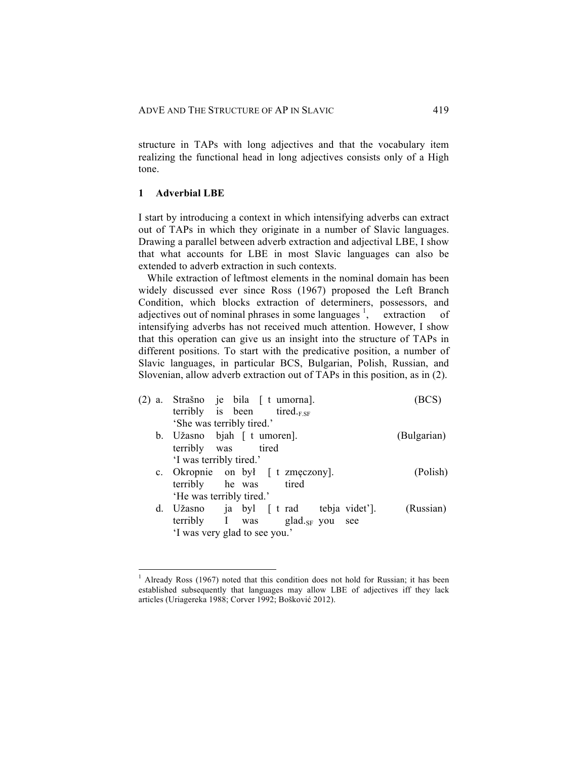structure in TAPs with long adjectives and that the vocabulary item realizing the functional head in long adjectives consists only of a High tone.

## 1 Adverbial LBE

I start by introducing a context in which intensifying adverbs can extract out of TAPs in which they originate in a number of Slavic languages. Drawing a parallel between adverb extraction and adjectival LBE, I show that what accounts for LBE in most Slavic languages can also be extended to adverb extraction in such contexts.

While extraction of leftmost elements in the nominal domain has been widely discussed ever since Ross (1967) proposed the Left Branch Condition, which blocks extraction of determiners, possessors, and adjectives out of nominal phrases in some languages [1], extraction of intensifying adverbs has not received much attention. However, I show that this operation can give us an insight into the structure of TAPs in different positions. To start with the predicative position, a number of Slavic languages, in particular BCS, Bulgarian, Polish, Russian, and Slovenian, allow adverb extraction out of TAPs in this position, as in (2).

(2) a. Strašno je bila [ t umorna]. (BCS)
   terribly is been tired.$_{F.SF}$
   'She was terribly tired.'

b. Užasno bjah [ t umoren]. (Bulgarian)
   terribly was tired
   'I was terribly tired.'

c. Okropnie on był [ t zmęczony]. (Polish)
   terribly he was tired
   'He was terribly tired.'

d. Užasno ja byl [ t rad tebja videt']. (Russian)
   terribly I was glad.$_{SF}$ you see
   'I was very glad to see you.'

---

[1] Already Ross (1967) noted that this condition does not hold for Russian; it has been established subsequently that languages may allow LBE of adjectives iff they lack articles (Uriagereka 1988; Corver 1992; Bošković 2012).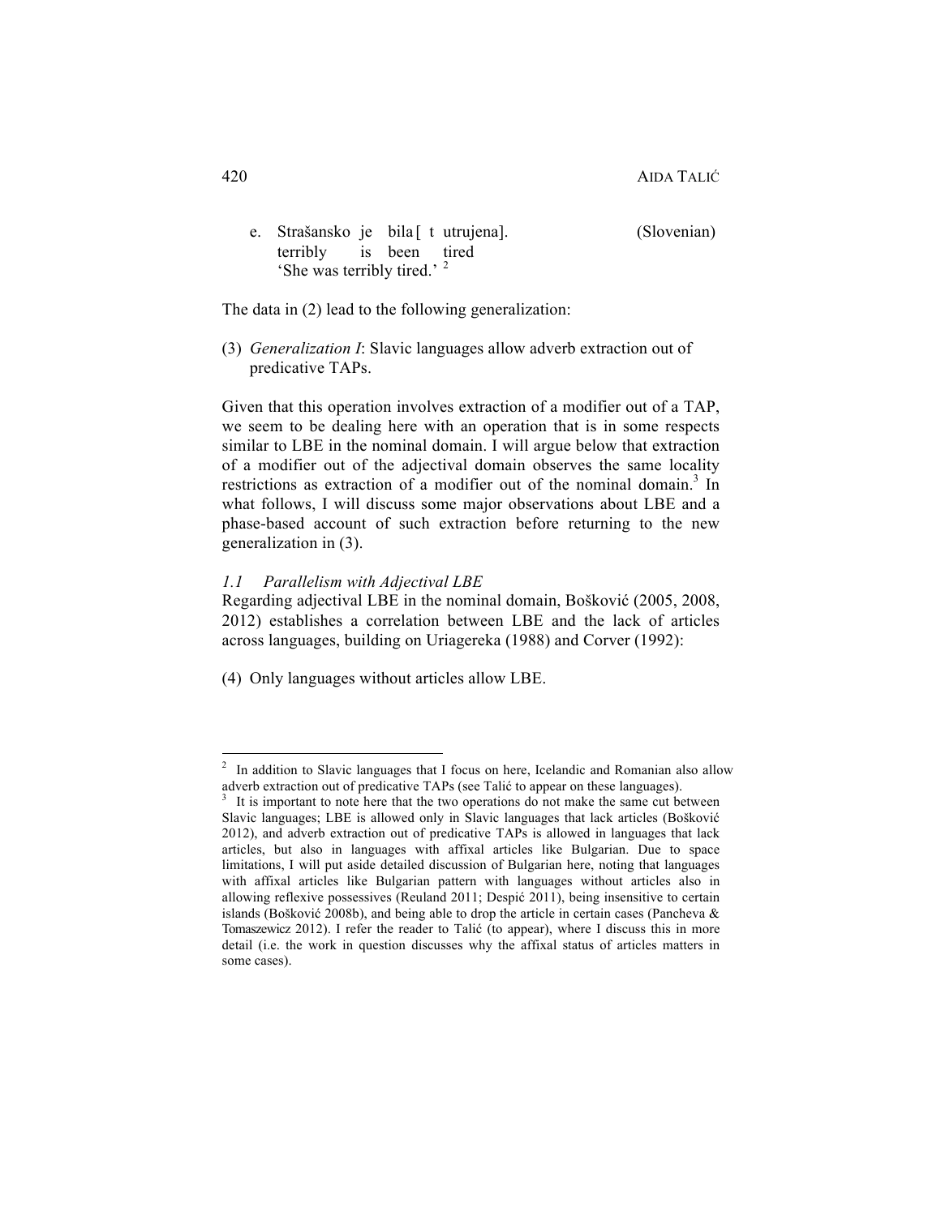e. Strašansko je bila [ t utrujena]. (Slovenian)
   terribly is been tired
   'She was terribly tired.' [2]

The data in (2) lead to the following generalization:

(3) *Generalization I*: Slavic languages allow adverb extraction out of predicative TAPs.

Given that this operation involves extraction of a modifier out of a TAP, we seem to be dealing here with an operation that is in some respects similar to LBE in the nominal domain. I will argue below that extraction of a modifier out of the adjectival domain observes the same locality restrictions as extraction of a modifier out of the nominal domain.[3] In what follows, I will discuss some major observations about LBE and a phase-based account of such extraction before returning to the new generalization in (3).

### *1.1 Parallelism with Adjectival LBE*

Regarding adjectival LBE in the nominal domain, Bošković (2005, 2008, 2012) establishes a correlation between LBE and the lack of articles across languages, building on Uriagereka (1988) and Corver (1992):

(4) Only languages without articles allow LBE.

---

[2] In addition to Slavic languages that I focus on here, Icelandic and Romanian also allow adverb extraction out of predicative TAPs (see Talić to appear on these languages).

[3] It is important to note here that the two operations do not make the same cut between Slavic languages; LBE is allowed only in Slavic languages that lack articles (Bošković 2012), and adverb extraction out of predicative TAPs is allowed in languages that lack articles, but also in languages with affixal articles like Bulgarian. Due to space limitations, I will put aside detailed discussion of Bulgarian here, noting that languages with affixal articles like Bulgarian pattern with languages without articles also in allowing reflexive possessives (Reuland 2011; Despić 2011), being insensitive to certain islands (Bošković 2008b), and being able to drop the article in certain cases (Pancheva & Tomaszewicz 2012). I refer the reader to Talić (to appear), where I discuss this in more detail (i.e. the work in question discusses why the affixal status of articles matters in some cases).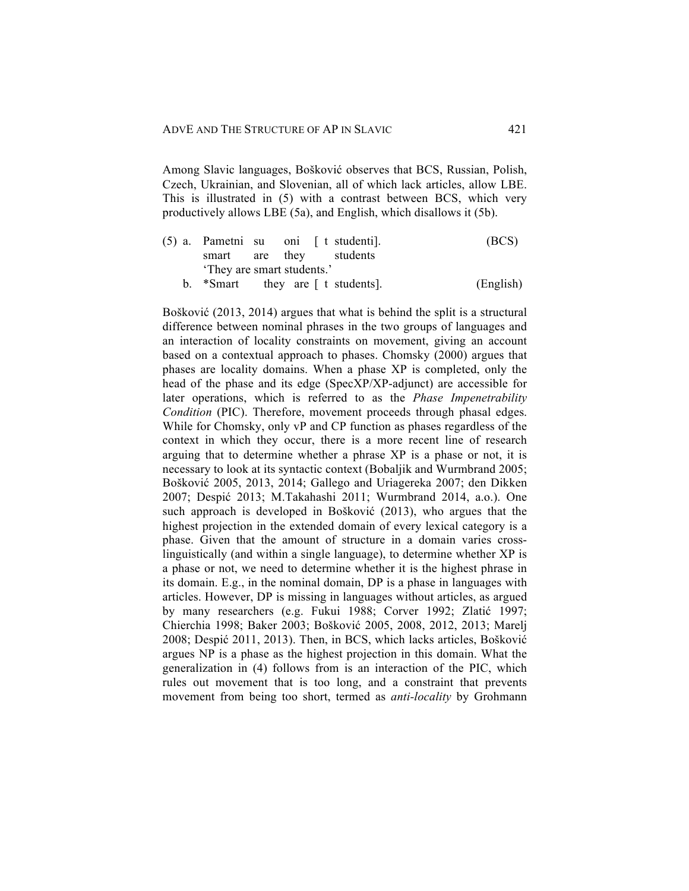Among Slavic languages, Bošković observes that BCS, Russian, Polish, Czech, Ukrainian, and Slovenian, all of which lack articles, allow LBE. This is illustrated in (5) with a contrast between BCS, which very productively allows LBE (5a), and English, which disallows it (5b).

(5) a. Pametni su oni [ t studenti]. (BCS)
   smart are they students
   'They are smart students.'
  b. *Smart they are [ t students]. (English)

Bošković (2013, 2014) argues that what is behind the split is a structural difference between nominal phrases in the two groups of languages and an interaction of locality constraints on movement, giving an account based on a contextual approach to phases. Chomsky (2000) argues that phases are locality domains. When a phase XP is completed, only the head of the phase and its edge (SpecXP/XP-adjunct) are accessible for later operations, which is referred to as the *Phase Impenetrability Condition* (PIC). Therefore, movement proceeds through phasal edges. While for Chomsky, only vP and CP function as phases regardless of the context in which they occur, there is a more recent line of research arguing that to determine whether a phrase XP is a phase or not, it is necessary to look at its syntactic context (Bobaljik and Wurmbrand 2005; Bošković 2005, 2013, 2014; Gallego and Uriagereka 2007; den Dikken 2007; Despić 2013; M.Takahashi 2011; Wurmbrand 2014, a.o.). One such approach is developed in Bošković (2013), who argues that the highest projection in the extended domain of every lexical category is a phase. Given that the amount of structure in a domain varies cross-linguistically (and within a single language), to determine whether XP is a phase or not, we need to determine whether it is the highest phrase in its domain. E.g., in the nominal domain, DP is a phase in languages with articles. However, DP is missing in languages without articles, as argued by many researchers (e.g. Fukui 1988; Corver 1992; Zlatić 1997; Chierchia 1998; Baker 2003; Bošković 2005, 2008, 2012, 2013; Marelj 2008; Despić 2011, 2013). Then, in BCS, which lacks articles, Bošković argues NP is a phase as the highest projection in this domain. What the generalization in (4) follows from is an interaction of the PIC, which rules out movement that is too long, and a constraint that prevents movement from being too short, termed as *anti-locality* by Grohmann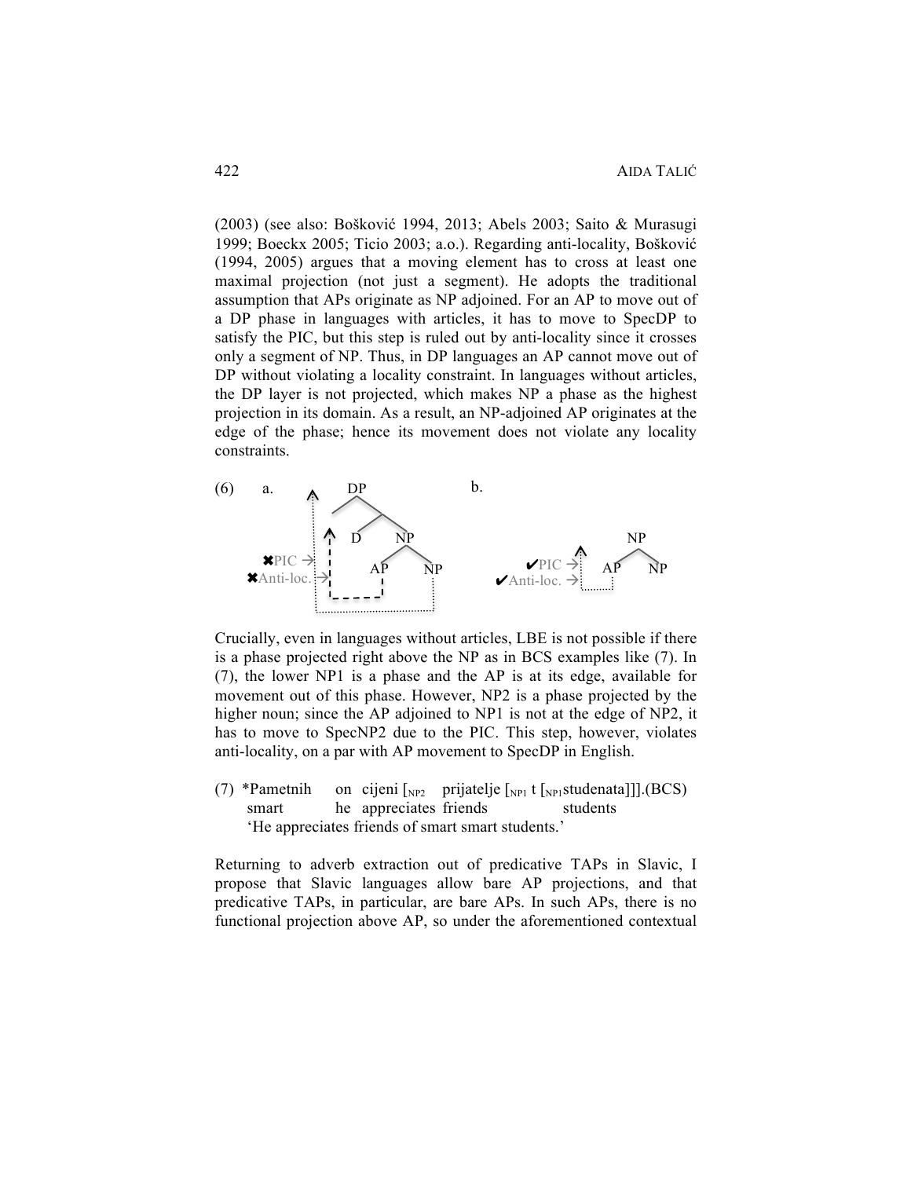(2003) (see also: Bošković 1994, 2013; Abels 2003; Saito & Murasugi 1999; Boeckx 2005; Ticio 2003; a.o.). Regarding anti-locality, Bošković (1994, 2005) argues that a moving element has to cross at least one maximal projection (not just a segment). He adopts the traditional assumption that APs originate as NP adjoined. For an AP to move out of a DP phase in languages with articles, it has to move to SpecDP to satisfy the PIC, but this step is ruled out by anti-locality since it crosses only a segment of NP. Thus, in DP languages an AP cannot move out of DP without violating a locality constraint. In languages without articles, the DP layer is not projected, which makes NP a phase as the highest projection in its domain. As a result, an NP-adjoined AP originates at the edge of the phase; hence its movement does not violate any locality constraints.

(6) a. [DP D [NP AP NP]] — ✖PIC → ; ✖Anti-loc. →

b. [NP AP NP] — ✔PIC → ; ✔Anti-loc. →

Crucially, even in languages without articles, LBE is not possible if there is a phase projected right above the NP as in BCS examples like (7). In (7), the lower NP1 is a phase and the AP is at its edge, available for movement out of this phase. However, NP2 is a phase projected by the higher noun; since the AP adjoined to NP1 is not at the edge of NP2, it has to move to SpecNP2 due to the PIC. This step, however, violates anti-locality, on a par with AP movement to SpecDP in English.

(7) *Pametnih on cijeni [$_{NP2}$ prijatelje [$_{NP1}$ t [$_{NP1}$studenata]]].(BCS)
smart he appreciates friends students
'He appreciates friends of smart smart students.'

Returning to adverb extraction out of predicative TAPs in Slavic, I propose that Slavic languages allow bare AP projections, and that predicative TAPs, in particular, are bare APs. In such APs, there is no functional projection above AP, so under the aforementioned contextual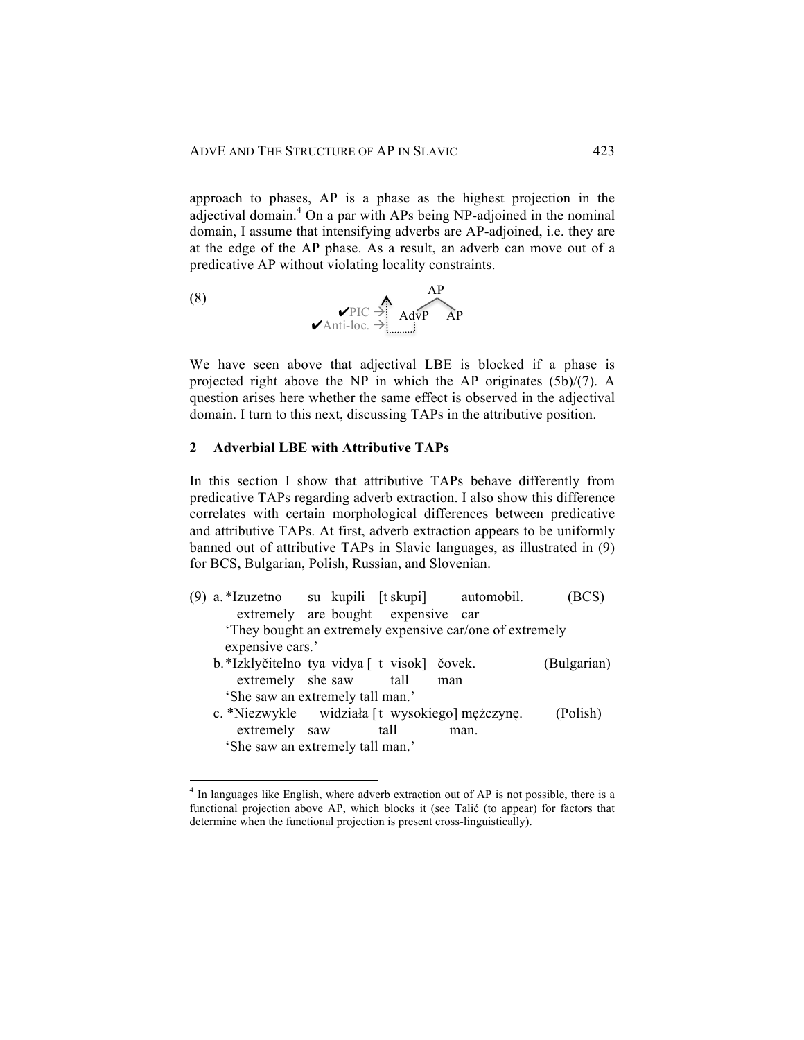approach to phases, AP is a phase as the highest projection in the adjectival domain.[4] On a par with APs being NP-adjoined in the nominal domain, I assume that intensifying adverbs are AP-adjoined, i.e. they are at the edge of the AP phase. As a result, an adverb can move out of a predicative AP without violating locality constraints.

(8)

```
                    AP
          ^       /    \
 ✔PIC →   :   AdvP      AP
✔Anti-loc. → :.....
```

We have seen above that adjectival LBE is blocked if a phase is projected right above the NP in which the AP originates (5b)/(7). A question arises here whether the same effect is observed in the adjectival domain. I turn to this next, discussing TAPs in the attributive position.

## 2 Adverbial LBE with Attributive TAPs

In this section I show that attributive TAPs behave differently from predicative TAPs regarding adverb extraction. I also show this difference correlates with certain morphological differences between predicative and attributive TAPs. At first, adverb extraction appears to be uniformly banned out of attributive TAPs in Slavic languages, as illustrated in (9) for BCS, Bulgarian, Polish, Russian, and Slovenian.

(9) a. *Izuzetno su kupili [t skupi] automobil. (BCS)
extremely are bought expensive car
'They bought an extremely expensive car/one of extremely expensive cars.'

b. *Izklyčitelno tya vidya [ t visok] čovek. (Bulgarian)
extremely she saw tall man
'She saw an extremely tall man.'

c. *Niezwykle widziała [t wysokiego] mężczyznę. (Polish)
extremely saw tall man.
'She saw an extremely tall man.'

[4] In languages like English, where adverb extraction out of AP is not possible, there is a functional projection above AP, which blocks it (see Talić (to appear) for factors that determine when the functional projection is present cross-linguistically).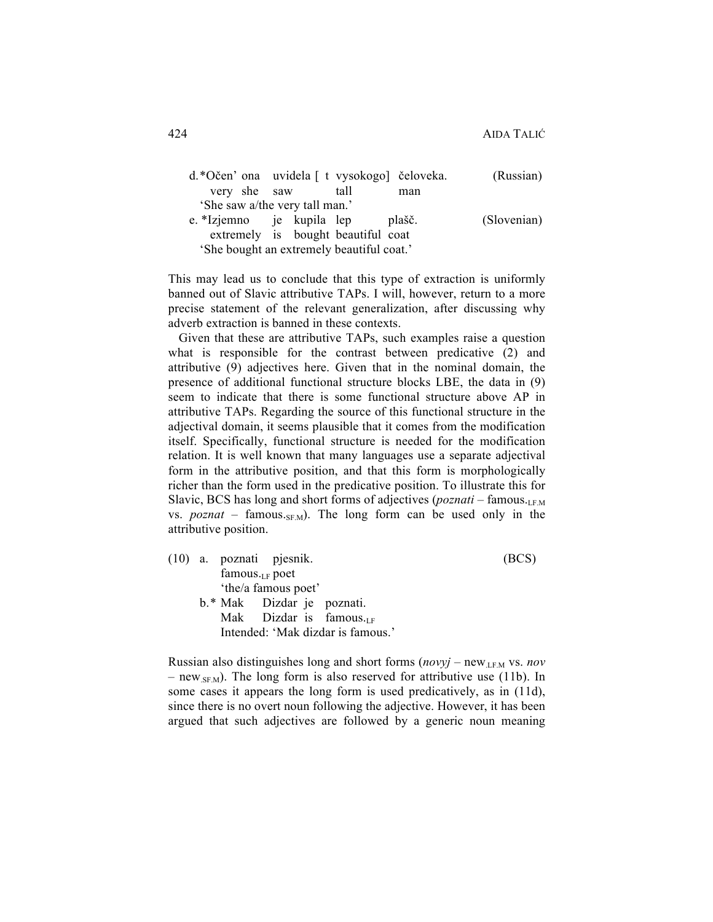d. *Očen' ona uvidela [ t vysokogo] čeloveka. (Russian)
   very she saw tall man
   'She saw a/the very tall man.'

e. *Izjemno je kupila lep plašč. (Slovenian)
   extremely is bought beautiful coat
   'She bought an extremely beautiful coat.'

This may lead us to conclude that this type of extraction is uniformly banned out of Slavic attributive TAPs. I will, however, return to a more precise statement of the relevant generalization, after discussing why adverb extraction is banned in these contexts.

Given that these are attributive TAPs, such examples raise a question what is responsible for the contrast between predicative (2) and attributive (9) adjectives here. Given that in the nominal domain, the presence of additional functional structure blocks LBE, the data in (9) seem to indicate that there is some functional structure above AP in attributive TAPs. Regarding the source of this functional structure in the adjectival domain, it seems plausible that it comes from the modification itself. Specifically, functional structure is needed for the modification relation. It is well known that many languages use a separate adjectival form in the attributive position, and that this form is morphologically richer than the form used in the predicative position. To illustrate this for Slavic, BCS has long and short forms of adjectives (*poznati* – famous.$_{LF.M}$ vs. *poznat* – famous.$_{SF.M}$). The long form can be used only in the attributive position.

(10) a. poznati pjesnik. (BCS)
   famous.$_{LF}$ poet
   'the/a famous poet'

b. * Mak Dizdar je poznati.
   Mak Dizdar is famous.$_{LF}$
   Intended: 'Mak dizdar is famous.'

Russian also distinguishes long and short forms (*novyj* – new.$_{LF.M}$ vs. *nov* – new.$_{SF.M}$). The long form is also reserved for attributive use (11b). In some cases it appears the long form is used predicatively, as in (11d), since there is no overt noun following the adjective. However, it has been argued that such adjectives are followed by a generic noun meaning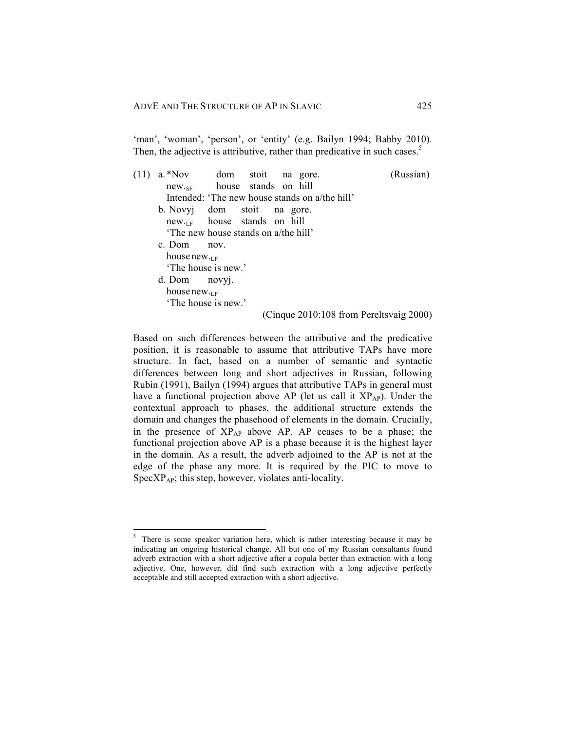'man', 'woman', 'person', or 'entity' (e.g. Bailyn 1994; Babby 2010). Then, the adjective is attributive, rather than predicative in such cases.[5]

(11) a. *Nov dom stoit na gore. (Russian)
   new.$_{SF}$ house stands on hill
   Intended: 'The new house stands on a/the hill'

b. Novyj dom stoit na gore.
   new.$_{LF}$ house stands on hill
   'The new house stands on a/the hill'

c. Dom nov.
   house new.$_{LF}$
   'The house is new.'

d. Dom novyj.
   house new.$_{LF}$
   'The house is new.'

(Cinque 2010:108 from Pereltsvaig 2000)

Based on such differences between the attributive and the predicative position, it is reasonable to assume that attributive TAPs have more structure. In fact, based on a number of semantic and syntactic differences between long and short adjectives in Russian, following Rubin (1991), Bailyn (1994) argues that attributive TAPs in general must have a functional projection above AP (let us call it $XP_{AP}$). Under the contextual approach to phases, the additional structure extends the domain and changes the phasehood of elements in the domain. Crucially, in the presence of $XP_{AP}$ above AP, AP ceases to be a phase; the functional projection above AP is a phase because it is the highest layer in the domain. As a result, the adverb adjoined to the AP is not at the edge of the phase any more. It is required by the PIC to move to $SpecXP_{AP}$; this step, however, violates anti-locality.

---

[5] There is some speaker variation here, which is rather interesting because it may be indicating an ongoing historical change. All but one of my Russian consultants found adverb extraction with a short adjective after a copula better than extraction with a long adjective. One, however, did find such extraction with a long adjective perfectly acceptable and still accepted extraction with a short adjective.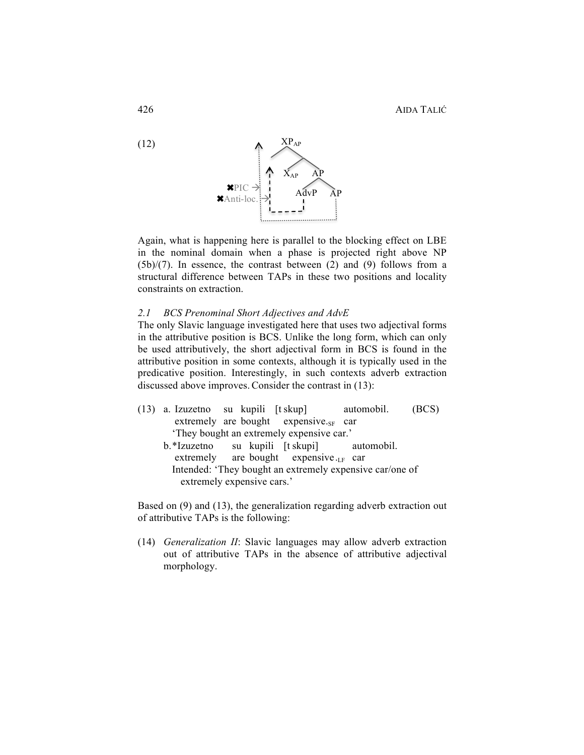(12)

```
            XP_AP
          /      \
     ^  X_AP      AP
✖PIC →     |     /  \
✖Anti-loc. →|  AdvP   AP
```

Again, what is happening here is parallel to the blocking effect on LBE in the nominal domain when a phase is projected right above NP (5b)/(7). In essence, the contrast between (2) and (9) follows from a structural difference between TAPs in these two positions and locality constraints on extraction.

### *2.1 BCS Prenominal Short Adjectives and AdvE*

The only Slavic language investigated here that uses two adjectival forms in the attributive position is BCS. Unlike the long form, which can only be used attributively, the short adjectival form in BCS is found in the attributive position in some contexts, although it is typically used in the predicative position. Interestingly, in such contexts adverb extraction discussed above improves. Consider the contrast in (13):

(13) a. Izuzetno su kupili [t skup] automobil. (BCS)
extremely are bought expensive.$_{SF}$ car
'They bought an extremely expensive car.'

b.*Izuzetno su kupili [t skupi] automobil.
extremely are bought expensive.$_{LF}$ car
Intended: 'They bought an extremely expensive car/one of extremely expensive cars.'

Based on (9) and (13), the generalization regarding adverb extraction out of attributive TAPs is the following:

(14) *Generalization II*: Slavic languages may allow adverb extraction out of attributive TAPs in the absence of attributive adjectival morphology.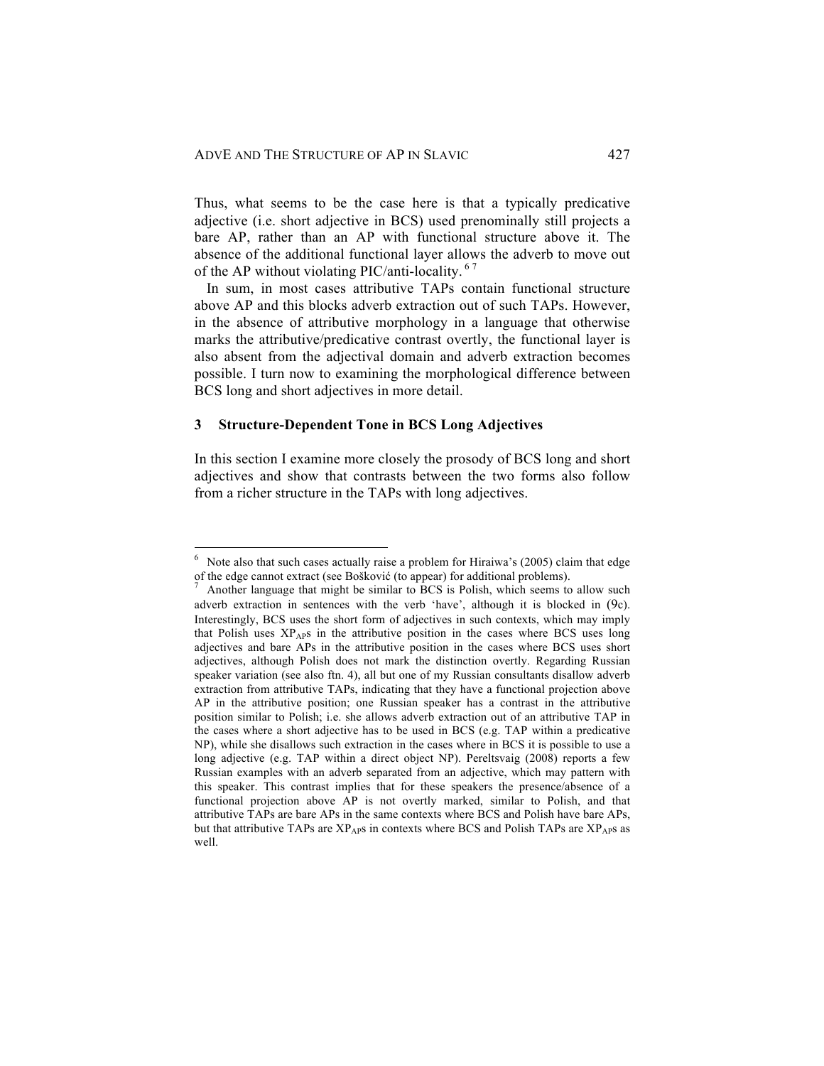Thus, what seems to be the case here is that a typically predicative adjective (i.e. short adjective in BCS) used prenominally still projects a bare AP, rather than an AP with functional structure above it. The absence of the additional functional layer allows the adverb to move out of the AP without violating PIC/anti-locality. [6] [7]

In sum, in most cases attributive TAPs contain functional structure above AP and this blocks adverb extraction out of such TAPs. However, in the absence of attributive morphology in a language that otherwise marks the attributive/predicative contrast overtly, the functional layer is also absent from the adjectival domain and adverb extraction becomes possible. I turn now to examining the morphological difference between BCS long and short adjectives in more detail.

## 3 Structure-Dependent Tone in BCS Long Adjectives

In this section I examine more closely the prosody of BCS long and short adjectives and show that contrasts between the two forms also follow from a richer structure in the TAPs with long adjectives.

---

[6] Note also that such cases actually raise a problem for Hiraiwa's (2005) claim that edge of the edge cannot extract (see Bošković (to appear) for additional problems).

[7] Another language that might be similar to BCS is Polish, which seems to allow such adverb extraction in sentences with the verb 'have', although it is blocked in (9c). Interestingly, BCS uses the short form of adjectives in such contexts, which may imply that Polish uses $XP_{AP}$s in the attributive position in the cases where BCS uses long adjectives and bare APs in the attributive position in the cases where BCS uses short adjectives, although Polish does not mark the distinction overtly. Regarding Russian speaker variation (see also ftn. 4), all but one of my Russian consultants disallow adverb extraction from attributive TAPs, indicating that they have a functional projection above AP in the attributive position; one Russian speaker has a contrast in the attributive position similar to Polish; i.e. she allows adverb extraction out of an attributive TAP in the cases where a short adjective has to be used in BCS (e.g. TAP within a predicative NP), while she disallows such extraction in the cases where in BCS it is possible to use a long adjective (e.g. TAP within a direct object NP). Pereltsvaig (2008) reports a few Russian examples with an adverb separated from an adjective, which may pattern with this speaker. This contrast implies that for these speakers the presence/absence of a functional projection above AP is not overtly marked, similar to Polish, and that attributive TAPs are bare APs in the same contexts where BCS and Polish have bare APs, but that attributive TAPs are $XP_{AP}$s in contexts where BCS and Polish TAPs are $XP_{AP}$s as well.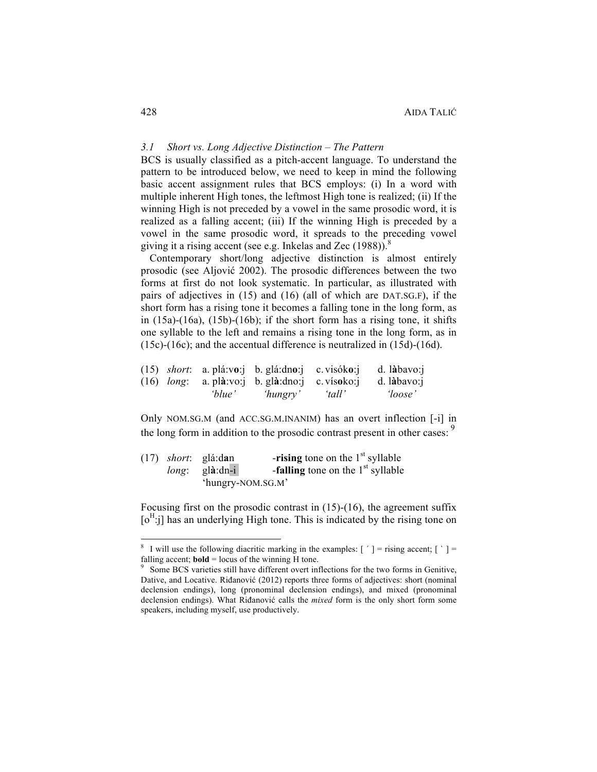### *3.1 Short vs. Long Adjective Distinction – The Pattern*

BCS is usually classified as a pitch-accent language. To understand the pattern to be introduced below, we need to keep in mind the following basic accent assignment rules that BCS employs: (i) In a word with multiple inherent High tones, the leftmost High tone is realized; (ii) If the winning High is not preceded by a vowel in the same prosodic word, it is realized as a falling accent; (iii) If the winning High is preceded by a vowel in the same prosodic word, it spreads to the preceding vowel giving it a rising accent (see e.g. Inkelas and Zec (1988)).[8]

Contemporary short/long adjective distinction is almost entirely prosodic (see Aljović 2002). The prosodic differences between the two forms at first do not look systematic. In particular, as illustrated with pairs of adjectives in (15) and (16) (all of which are DAT.SG.F), if the short form has a rising tone it becomes a falling tone in the long form, as in (15a)-(16a), (15b)-(16b); if the short form has a rising tone, it shifts one syllable to the left and remains a rising tone in the long form, as in (15c)-(16c); and the accentual difference is neutralized in (15d)-(16d).

| | | | | | |
|---|---|---|---|---|---|
| (15) | *short*: | a. plá:v**o**:j | b. glá:dn**o**:j | c. visók**o**:j | d. l**à**bavo:j |
| (16) | *long*: | a. pl**à**:vo:j | b. gl**à**:dno:j | c. vís**o**ko:j | d. l**à**bavo:j |
| | | *'blue'* | *'hungry'* | *'tall'* | *'loose'* |

Only NOM.SG.M (and ACC.SG.M.INANIM) has an overt inflection [-i] in the long form in addition to the prosodic contrast present in other cases: [9]

(17) *short*: glá:d**a**n -**rising** tone on the 1st syllable
*long*: gl**à**:dn-i -**falling** tone on the 1st syllable
'hungry-NOM.SG.M'

Focusing first on the prosodic contrast in (15)-(16), the agreement suffix [$o^H$:j] has an underlying High tone. This is indicated by the rising tone on

---

[8] I will use the following diacritic marking in the examples: [ ´ ] = rising accent; [ ` ] = falling accent; **bold** = locus of the winning H tone.

[9] Some BCS varieties still have different overt inflections for the two forms in Genitive, Dative, and Locative. Riđanović (2012) reports three forms of adjectives: short (nominal declension endings), long (pronominal declension endings), and mixed (pronominal declension endings). What Riđanović calls the *mixed* form is the only short form some speakers, including myself, use productively.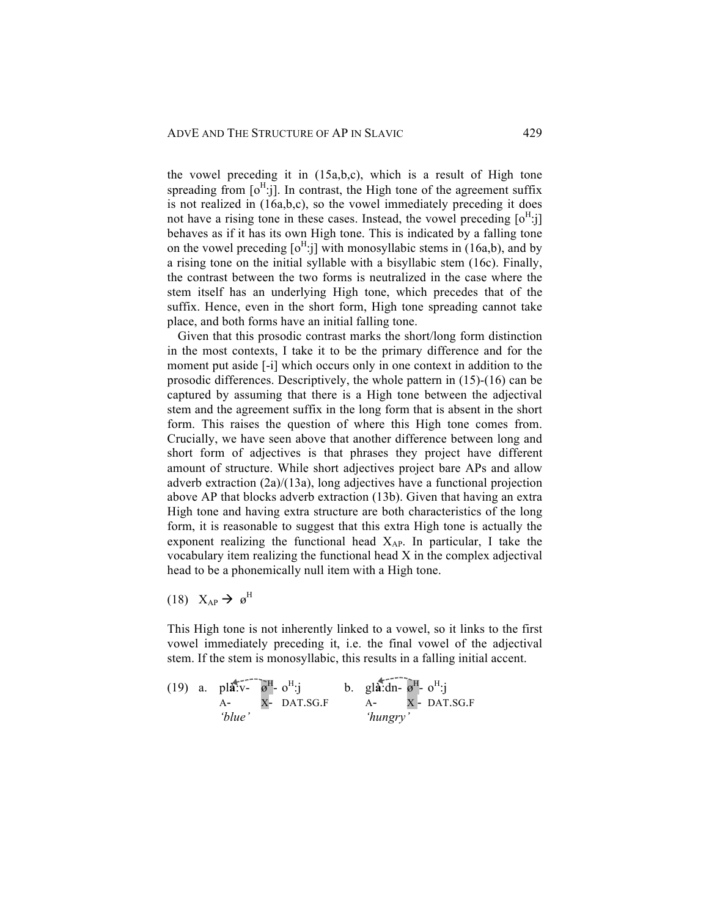the vowel preceding it in (15a,b,c), which is a result of High tone spreading from [$o^H$:j]. In contrast, the High tone of the agreement suffix is not realized in (16a,b,c), so the vowel immediately preceding it does not have a rising tone in these cases. Instead, the vowel preceding [$o^H$:j] behaves as if it has its own High tone. This is indicated by a falling tone on the vowel preceding [$o^H$:j] with monosyllabic stems in (16a,b), and by a rising tone on the initial syllable with a bisyllabic stem (16c). Finally, the contrast between the two forms is neutralized in the case where the stem itself has an underlying High tone, which precedes that of the suffix. Hence, even in the short form, High tone spreading cannot take place, and both forms have an initial falling tone.

Given that this prosodic contrast marks the short/long form distinction in the most contexts, I take it to be the primary difference and for the moment put aside [-i] which occurs only in one context in addition to the prosodic differences. Descriptively, the whole pattern in (15)-(16) can be captured by assuming that there is a High tone between the adjectival stem and the agreement suffix in the long form that is absent in the short form. This raises the question of where this High tone comes from. Crucially, we have seen above that another difference between long and short form of adjectives is that phrases they project have different amount of structure. While short adjectives project bare APs and allow adverb extraction (2a)/(13a), long adjectives have a functional projection above AP that blocks adverb extraction (13b). Given that having an extra High tone and having extra structure are both characteristics of the long form, it is reasonable to suggest that this extra High tone is actually the exponent realizing the functional head $X_{AP}$. In particular, I take the vocabulary item realizing the functional head X in the complex adjectival head to be a phonemically null item with a High tone.

(18) $X_{AP} \rightarrow ø^H$

This High tone is not inherently linked to a vowel, so it links to the first vowel immediately preceding it, i.e. the final vowel of the adjectival stem. If the stem is monosyllabic, this results in a falling initial accent.

(19) a. plȁ:v- $ø^H$- $o^H$:j
A- X- DAT.SG.F
*'blue'*

b. glȁ:dn- $ø^H$- $o^H$:j
A- X - DAT.SG.F
*'hungry'*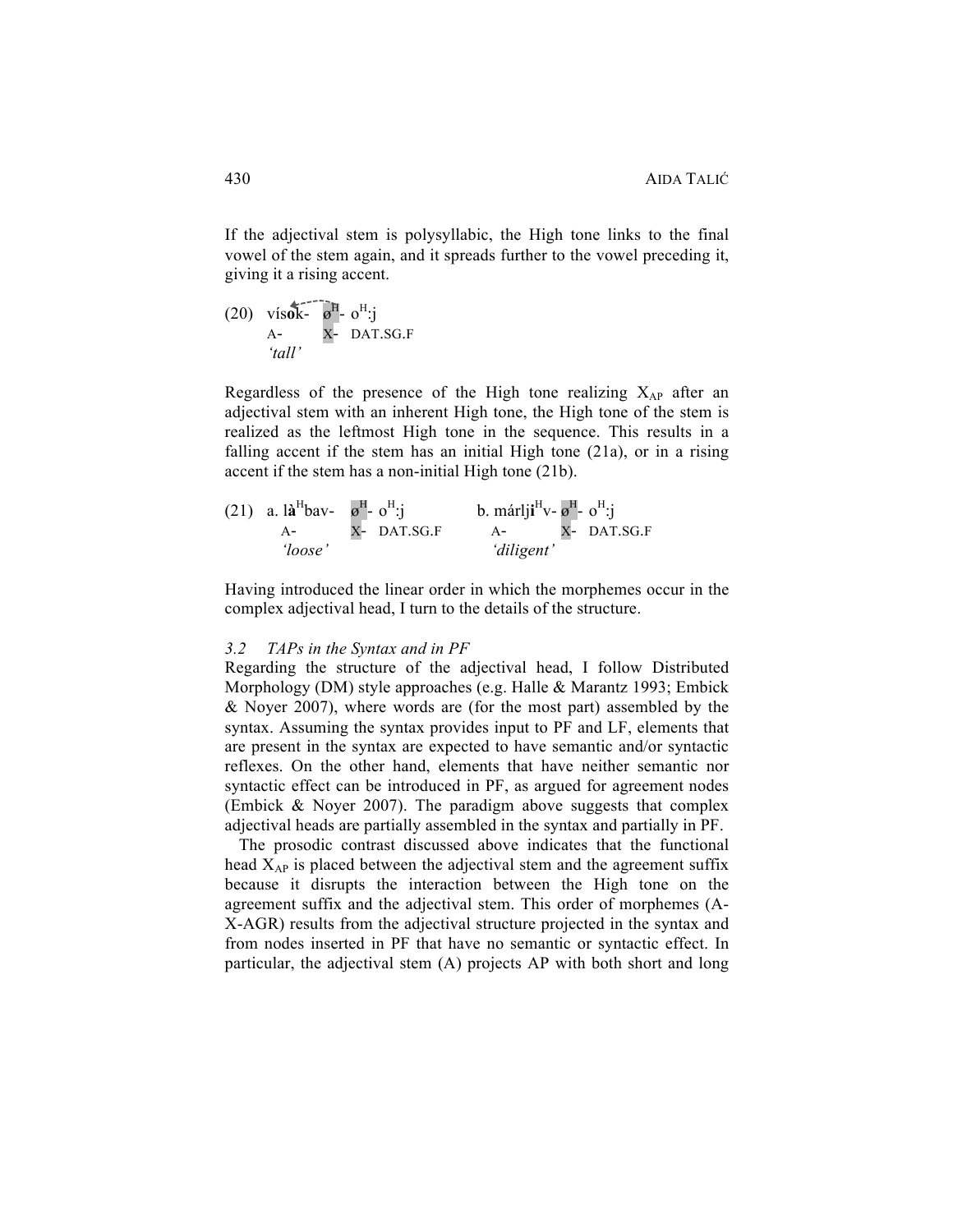If the adjectival stem is polysyllabic, the High tone links to the final vowel of the stem again, and it spreads further to the vowel preceding it, giving it a rising accent.

(20) vís**o**k- ø$^H$- o$^H$:j
  A- X- DAT.SG.F
  *'tall'*

Regardless of the presence of the High tone realizing $X_{AP}$ after an adjectival stem with an inherent High tone, the High tone of the stem is realized as the leftmost High tone in the sequence. This results in a falling accent if the stem has an initial High tone (21a), or in a rising accent if the stem has a non-initial High tone (21b).

(21) a. l**à**$^H$bav- ø$^H$- o$^H$:j    b. márlj**i**$^H$v- ø$^H$- o$^H$:j
  A- X- DAT.SG.F     A- X- DAT.SG.F
  *'loose'*       *'diligent'*

Having introduced the linear order in which the morphemes occur in the complex adjectival head, I turn to the details of the structure.

### *3.2 TAPs in the Syntax and in PF*

Regarding the structure of the adjectival head, I follow Distributed Morphology (DM) style approaches (e.g. Halle & Marantz 1993; Embick & Noyer 2007), where words are (for the most part) assembled by the syntax. Assuming the syntax provides input to PF and LF, elements that are present in the syntax are expected to have semantic and/or syntactic reflexes. On the other hand, elements that have neither semantic nor syntactic effect can be introduced in PF, as argued for agreement nodes (Embick & Noyer 2007). The paradigm above suggests that complex adjectival heads are partially assembled in the syntax and partially in PF.

The prosodic contrast discussed above indicates that the functional head $X_{AP}$ is placed between the adjectival stem and the agreement suffix because it disrupts the interaction between the High tone on the agreement suffix and the adjectival stem. This order of morphemes (A-X-AGR) results from the adjectival structure projected in the syntax and from nodes inserted in PF that have no semantic or syntactic effect. In particular, the adjectival stem (A) projects AP with both short and long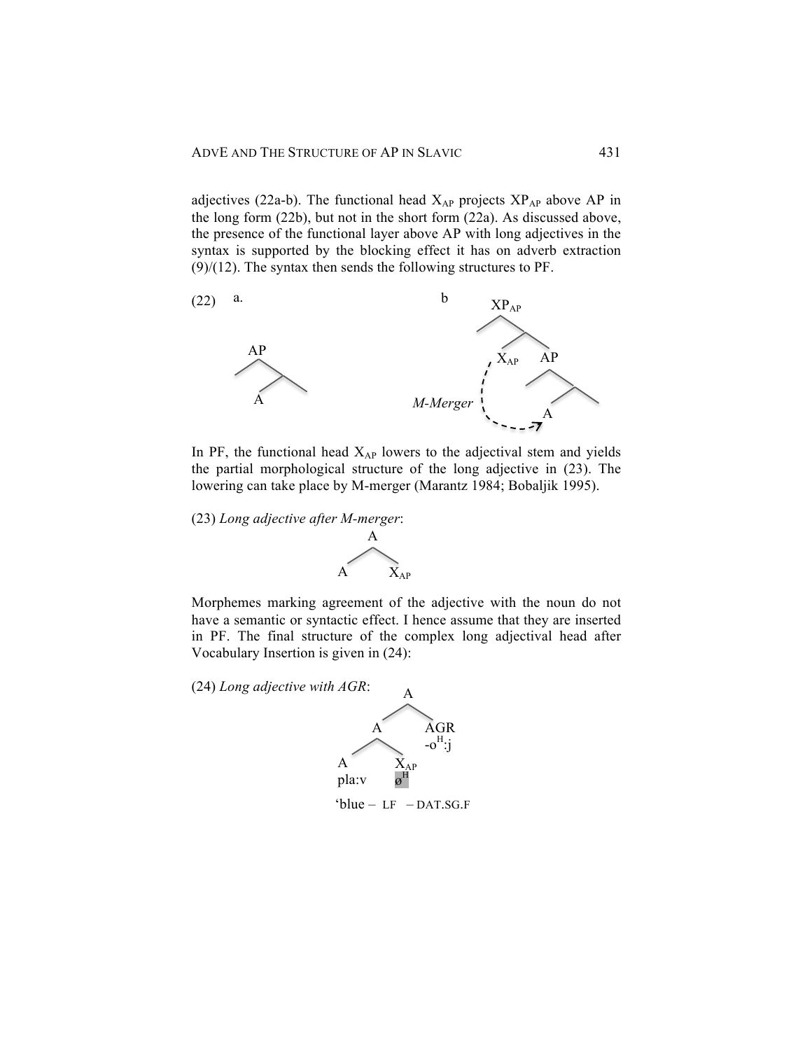adjectives (22a-b). The functional head $X_{AP}$ projects $XP_{AP}$ above AP in the long form (22b), but not in the short form (22a). As discussed above, the presence of the functional layer above AP with long adjectives in the syntax is supported by the blocking effect it has on adverb extraction (9)/(12). The syntax then sends the following structures to PF.

(22) a.

```
   AP
  /  \
 A
```

b

```
        XP_AP
       /     \
    X_AP      AP
     :       /  \
M-Merger    A
     :.....>
```

In PF, the functional head $X_{AP}$ lowers to the adjectival stem and yields the partial morphological structure of the long adjective in (23). The lowering can take place by M-merger (Marantz 1984; Bobaljik 1995).

(23) *Long adjective after M-merger*:

```
      A
     / \
    A   X_AP
```

Morphemes marking agreement of the adjective with the noun do not have a semantic or syntactic effect. I hence assume that they are inserted in PF. The final structure of the complex long adjectival head after Vocabulary Insertion is given in (24):

(24) *Long adjective with AGR*:

```
            A
           / \
          A   AGR
         / \  -o^H:j
        A   X_AP
      pla:v  ø^H
```

'blue – LF – DAT.SG.F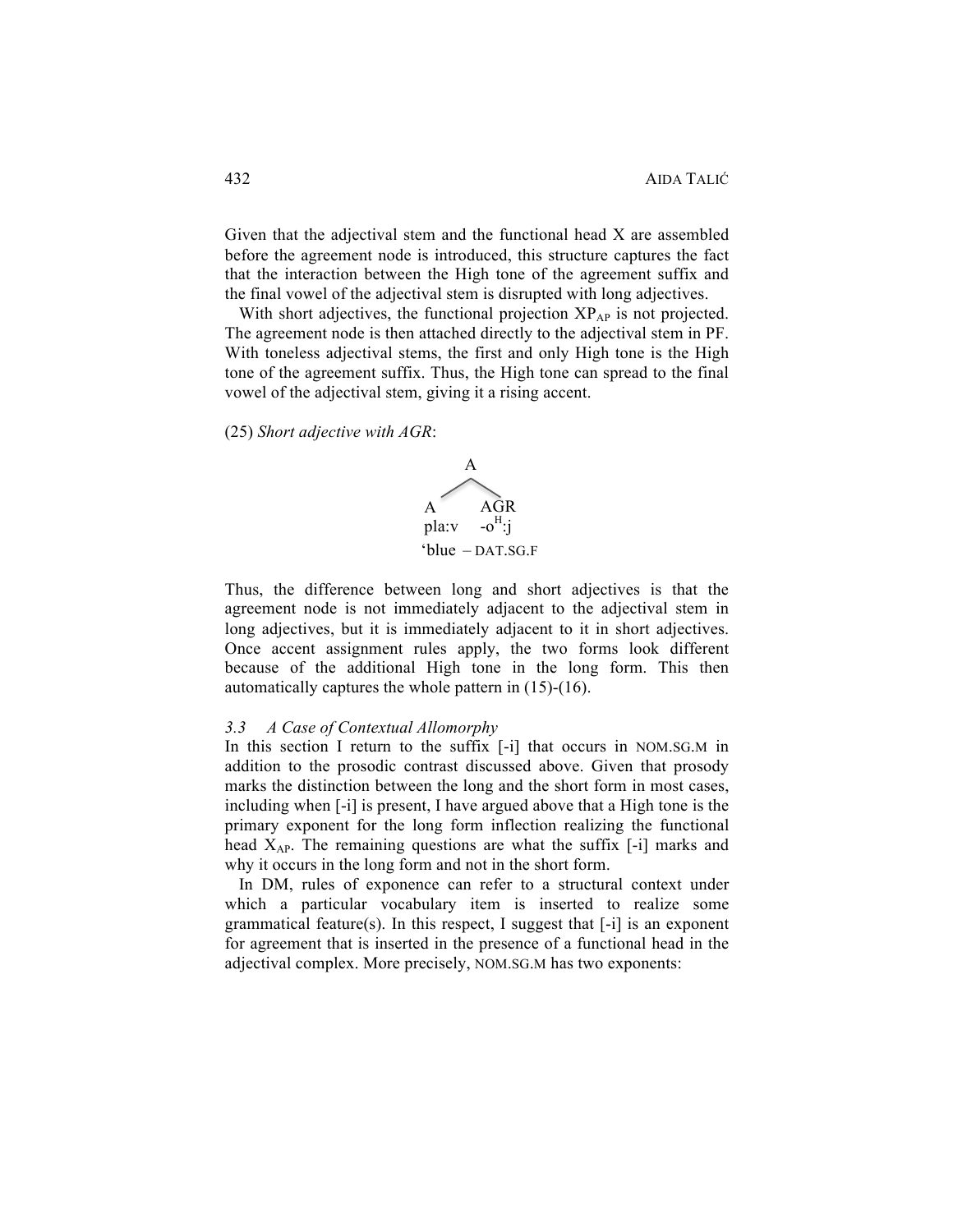Given that the adjectival stem and the functional head X are assembled before the agreement node is introduced, this structure captures the fact that the interaction between the High tone of the agreement suffix and the final vowel of the adjectival stem is disrupted with long adjectives.

With short adjectives, the functional projection $XP_{AP}$ is not projected. The agreement node is then attached directly to the adjectival stem in PF. With toneless adjectival stems, the first and only High tone is the High tone of the agreement suffix. Thus, the High tone can spread to the final vowel of the adjectival stem, giving it a rising accent.

(25) *Short adjective with AGR*:

```
        A
      /   \
     A     AGR
   pla:v   -o^H:j
  'blue  – DAT.SG.F
```

Thus, the difference between long and short adjectives is that the agreement node is not immediately adjacent to the adjectival stem in long adjectives, but it is immediately adjacent to it in short adjectives. Once accent assignment rules apply, the two forms look different because of the additional High tone in the long form. This then automatically captures the whole pattern in (15)-(16).

### *3.3 A Case of Contextual Allomorphy*

In this section I return to the suffix [-i] that occurs in NOM.SG.M in addition to the prosodic contrast discussed above. Given that prosody marks the distinction between the long and the short form in most cases, including when [-i] is present, I have argued above that a High tone is the primary exponent for the long form inflection realizing the functional head $X_{AP}$. The remaining questions are what the suffix [-i] marks and why it occurs in the long form and not in the short form.

In DM, rules of exponence can refer to a structural context under which a particular vocabulary item is inserted to realize some grammatical feature(s). In this respect, I suggest that [-i] is an exponent for agreement that is inserted in the presence of a functional head in the adjectival complex. More precisely, NOM.SG.M has two exponents: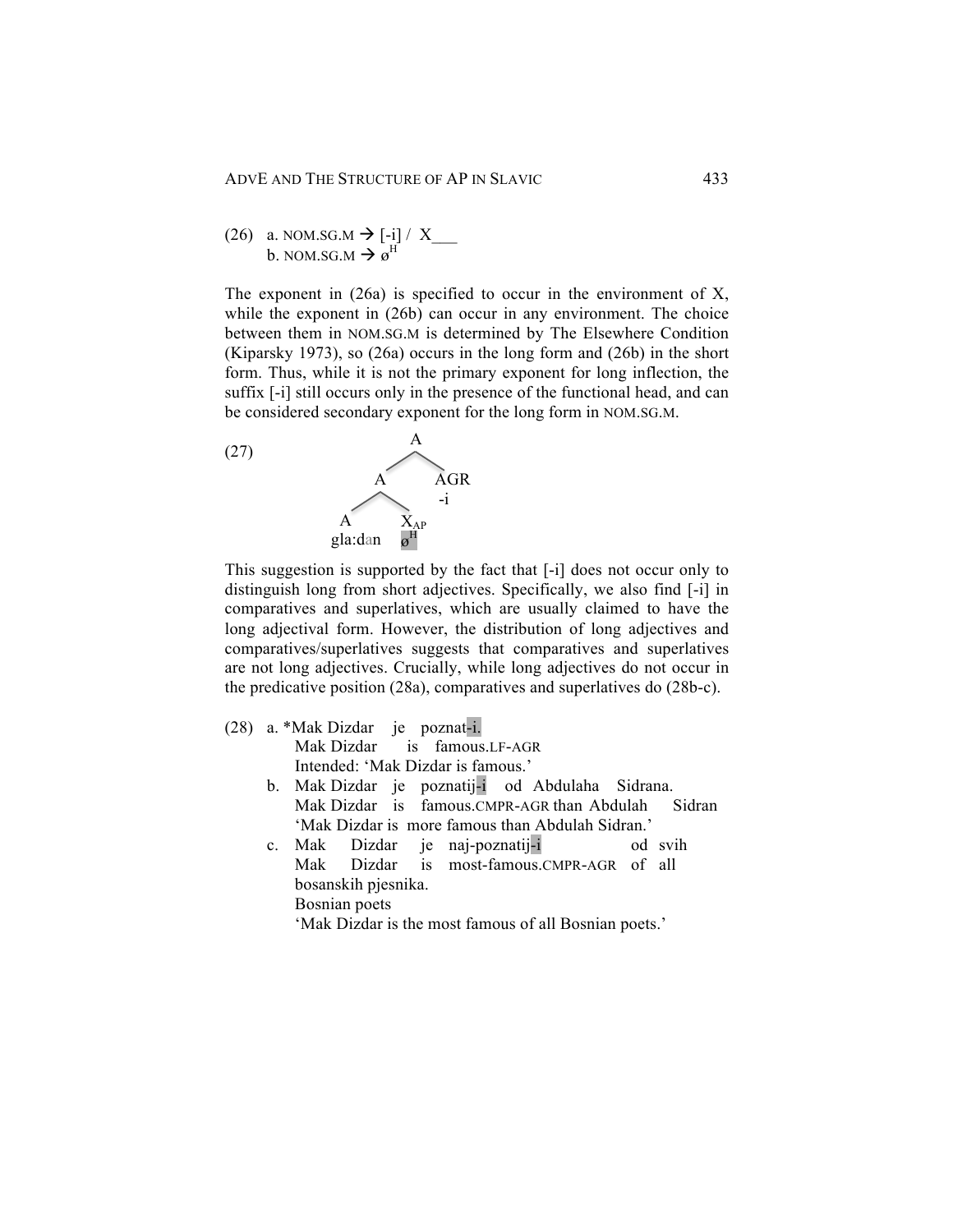(26) a. NOM.SG.M → [-i] / X___
b. NOM.SG.M → $ø^H$

The exponent in (26a) is specified to occur in the environment of X, while the exponent in (26b) can occur in any environment. The choice between them in NOM.SG.M is determined by The Elsewhere Condition (Kiparsky 1973), so (26a) occurs in the long form and (26b) in the short form. Thus, while it is not the primary exponent for long inflection, the suffix [-i] still occurs only in the presence of the functional head, and can be considered secondary exponent for the long form in NOM.SG.M.

(27)

```
            A
          /   \
         A     AGR
       /   \    -i
      A    X_AP
   gla:dan  ø^H
```

This suggestion is supported by the fact that [-i] does not occur only to distinguish long from short adjectives. Specifically, we also find [-i] in comparatives and superlatives, which are usually claimed to have the long adjectival form. However, the distribution of long adjectives and comparatives/superlatives suggests that comparatives and superlatives are not long adjectives. Crucially, while long adjectives do not occur in the predicative position (28a), comparatives and superlatives do (28b-c).

(28) a. *Mak Dizdar je poznat-i.
Mak Dizdar is famous.LF-AGR
Intended: 'Mak Dizdar is famous.'

b. Mak Dizdar je poznatij-i od Abdulaha Sidrana.
Mak Dizdar is famous.CMPR-AGR than Abdulah Sidran
'Mak Dizdar is more famous than Abdulah Sidran.'

c. Mak Dizdar je naj-poznatij-i od svih bosanskih pjesnika.
Mak Dizdar is most-famous.CMPR-AGR of all Bosnian poets
'Mak Dizdar is the most famous of all Bosnian poets.'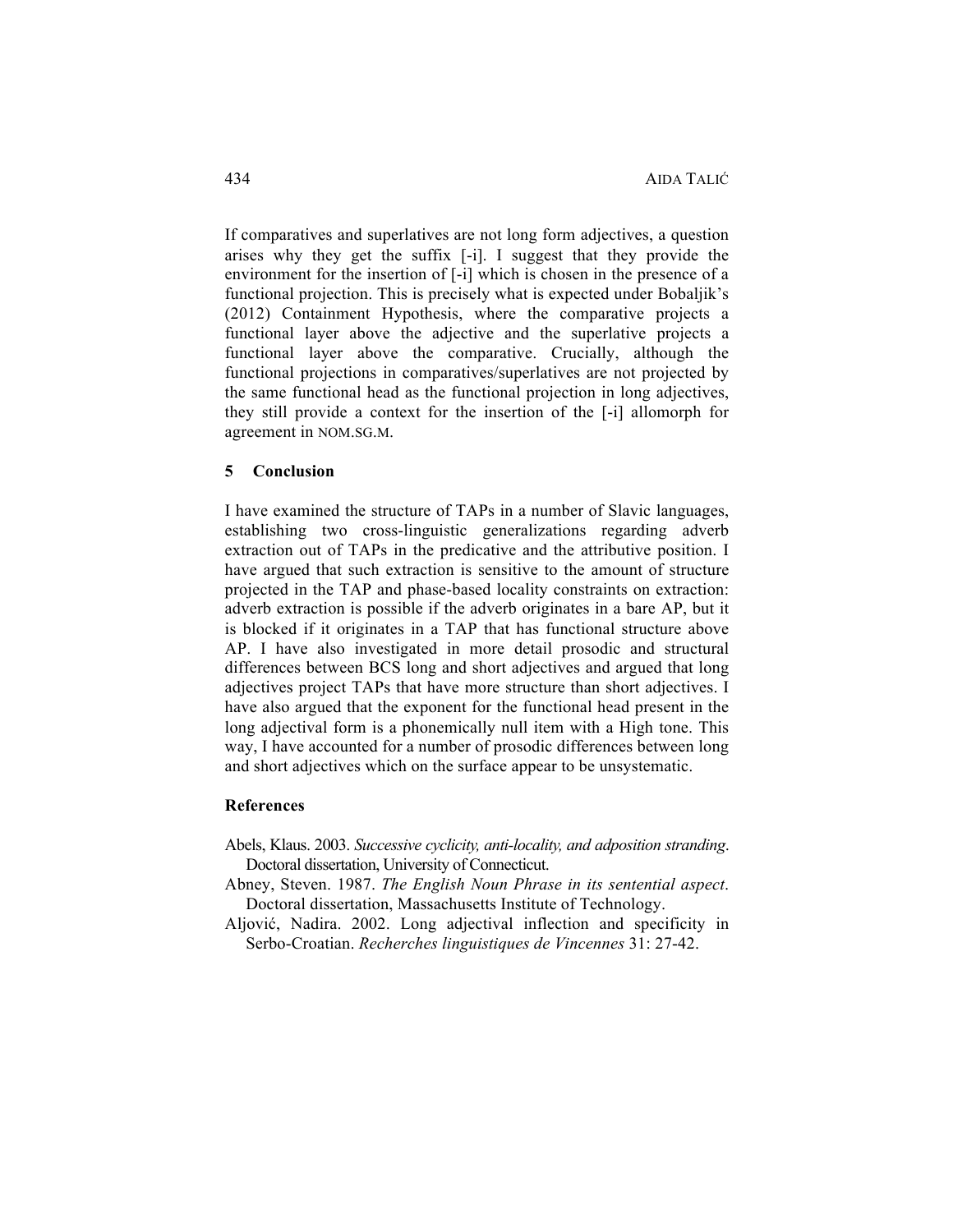If comparatives and superlatives are not long form adjectives, a question arises why they get the suffix [-i]. I suggest that they provide the environment for the insertion of [-i] which is chosen in the presence of a functional projection. This is precisely what is expected under Bobaljik's (2012) Containment Hypothesis, where the comparative projects a functional layer above the adjective and the superlative projects a functional layer above the comparative. Crucially, although the functional projections in comparatives/superlatives are not projected by the same functional head as the functional projection in long adjectives, they still provide a context for the insertion of the [-i] allomorph for agreement in NOM.SG.M.

## 5 Conclusion

I have examined the structure of TAPs in a number of Slavic languages, establishing two cross-linguistic generalizations regarding adverb extraction out of TAPs in the predicative and the attributive position. I have argued that such extraction is sensitive to the amount of structure projected in the TAP and phase-based locality constraints on extraction: adverb extraction is possible if the adverb originates in a bare AP, but it is blocked if it originates in a TAP that has functional structure above AP. I have also investigated in more detail prosodic and structural differences between BCS long and short adjectives and argued that long adjectives project TAPs that have more structure than short adjectives. I have also argued that the exponent for the functional head present in the long adjectival form is a phonemically null item with a High tone. This way, I have accounted for a number of prosodic differences between long and short adjectives which on the surface appear to be unsystematic.

## References

Abels, Klaus. 2003. *Successive cyclicity, anti-locality, and adposition stranding*. Doctoral dissertation, University of Connecticut.

Abney, Steven. 1987. *The English Noun Phrase in its sentential aspect*. Doctoral dissertation, Massachusetts Institute of Technology.

Aljović, Nadira. 2002. Long adjectival inflection and specificity in Serbo-Croatian. *Recherches linguistiques de Vincennes* 31: 27-42.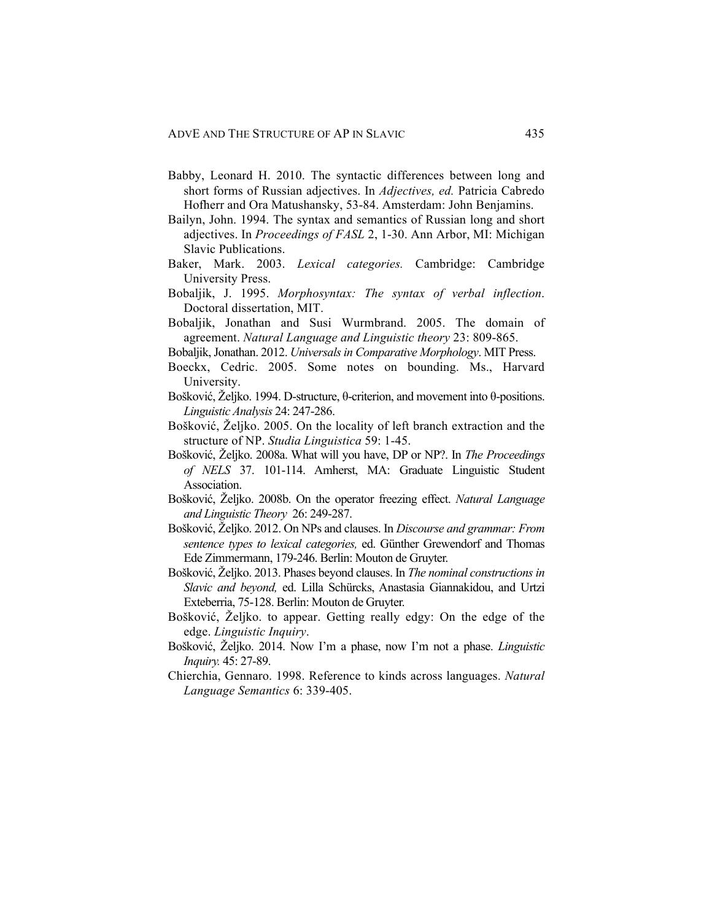Babby, Leonard H. 2010. The syntactic differences between long and short forms of Russian adjectives. In *Adjectives, ed.* Patricia Cabredo Hofherr and Ora Matushansky, 53-84. Amsterdam: John Benjamins.

Bailyn, John. 1994. The syntax and semantics of Russian long and short adjectives. In *Proceedings of FASL* 2, 1-30. Ann Arbor, MI: Michigan Slavic Publications.

Baker, Mark. 2003. *Lexical categories.* Cambridge: Cambridge University Press.

Bobaljik, J. 1995. *Morphosyntax: The syntax of verbal inflection*. Doctoral dissertation, MIT.

Bobaljik, Jonathan and Susi Wurmbrand. 2005. The domain of agreement. *Natural Language and Linguistic theory* 23: 809-865.

Bobaljik, Jonathan. 2012. *Universals in Comparative Morphology*. MIT Press.

Boeckx, Cedric. 2005. Some notes on bounding. Ms., Harvard University.

Bošković, Željko. 1994. D-structure, θ-criterion, and movement into θ-positions. *Linguistic Analysis* 24: 247-286.

Bošković, Željko. 2005. On the locality of left branch extraction and the structure of NP. *Studia Linguistica* 59: 1-45.

Bošković, Željko. 2008a. What will you have, DP or NP?. In *The Proceedings of NELS* 37. 101-114. Amherst, MA: Graduate Linguistic Student Association.

Bošković, Željko. 2008b. On the operator freezing effect. *Natural Language and Linguistic Theory* 26: 249-287.

Bošković, Željko. 2012. On NPs and clauses. In *Discourse and grammar: From sentence types to lexical categories,* ed. Günther Grewendorf and Thomas Ede Zimmermann, 179-246. Berlin: Mouton de Gruyter.

Bošković, Željko. 2013. Phases beyond clauses. In *The nominal constructions in Slavic and beyond,* ed. Lilla Schürcks, Anastasia Giannakidou, and Urtzi Exteberria, 75-128. Berlin: Mouton de Gruyter.

Bošković, Željko. to appear. Getting really edgy: On the edge of the edge. *Linguistic Inquiry*.

Bošković, Željko. 2014. Now I'm a phase, now I'm not a phase. *Linguistic Inquiry.* 45: 27-89.

Chierchia, Gennaro. 1998. Reference to kinds across languages. *Natural Language Semantics* 6: 339-405.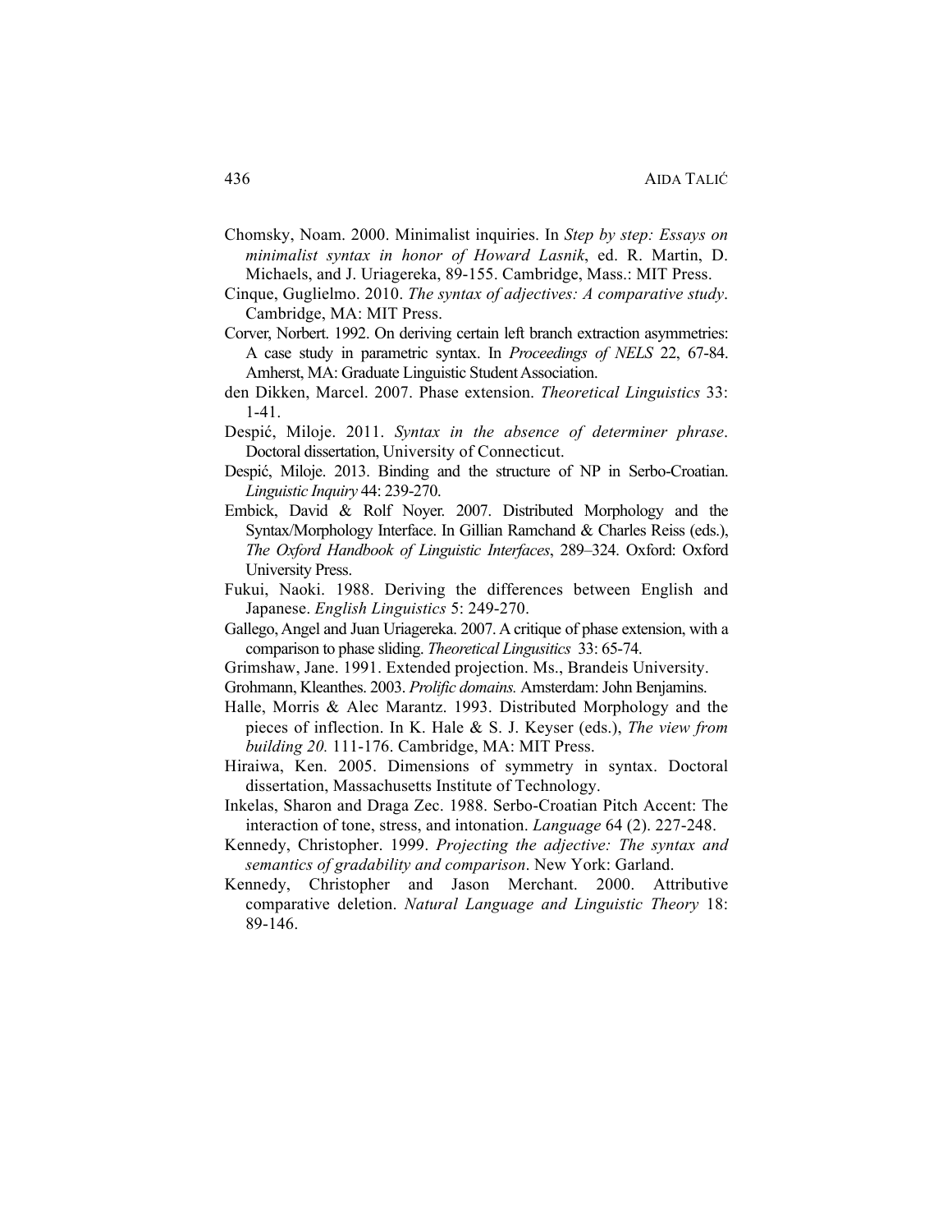Chomsky, Noam. 2000. Minimalist inquiries. In *Step by step: Essays on minimalist syntax in honor of Howard Lasnik*, ed. R. Martin, D. Michaels, and J. Uriagereka, 89-155. Cambridge, Mass.: MIT Press.

Cinque, Guglielmo. 2010. *The syntax of adjectives: A comparative study*. Cambridge, MA: MIT Press.

Corver, Norbert. 1992. On deriving certain left branch extraction asymmetries: A case study in parametric syntax. In *Proceedings of NELS* 22, 67-84. Amherst, MA: Graduate Linguistic Student Association.

den Dikken, Marcel. 2007. Phase extension. *Theoretical Linguistics* 33: 1-41.

Despić, Miloje. 2011. *Syntax in the absence of determiner phrase*. Doctoral dissertation, University of Connecticut.

Despić, Miloje. 2013. Binding and the structure of NP in Serbo-Croatian. *Linguistic Inquiry* 44: 239-270.

Embick, David & Rolf Noyer. 2007. Distributed Morphology and the Syntax/Morphology Interface. In Gillian Ramchand & Charles Reiss (eds.), *The Oxford Handbook of Linguistic Interfaces*, 289–324. Oxford: Oxford University Press.

Fukui, Naoki. 1988. Deriving the differences between English and Japanese. *English Linguistics* 5: 249-270.

Gallego, Angel and Juan Uriagereka. 2007. A critique of phase extension, with a comparison to phase sliding. *Theoretical Lingusitics* 33: 65-74.

Grimshaw, Jane. 1991. Extended projection. Ms., Brandeis University.

Grohmann, Kleanthes. 2003. *Prolific domains.* Amsterdam: John Benjamins.

Halle, Morris & Alec Marantz. 1993. Distributed Morphology and the pieces of inflection. In K. Hale & S. J. Keyser (eds.), *The view from building 20.* 111-176. Cambridge, MA: MIT Press.

Hiraiwa, Ken. 2005. Dimensions of symmetry in syntax. Doctoral dissertation, Massachusetts Institute of Technology.

Inkelas, Sharon and Draga Zec. 1988. Serbo-Croatian Pitch Accent: The interaction of tone, stress, and intonation. *Language* 64 (2). 227-248.

Kennedy, Christopher. 1999. *Projecting the adjective: The syntax and semantics of gradability and comparison*. New York: Garland.

Kennedy, Christopher and Jason Merchant. 2000. Attributive comparative deletion. *Natural Language and Linguistic Theory* 18: 89-146.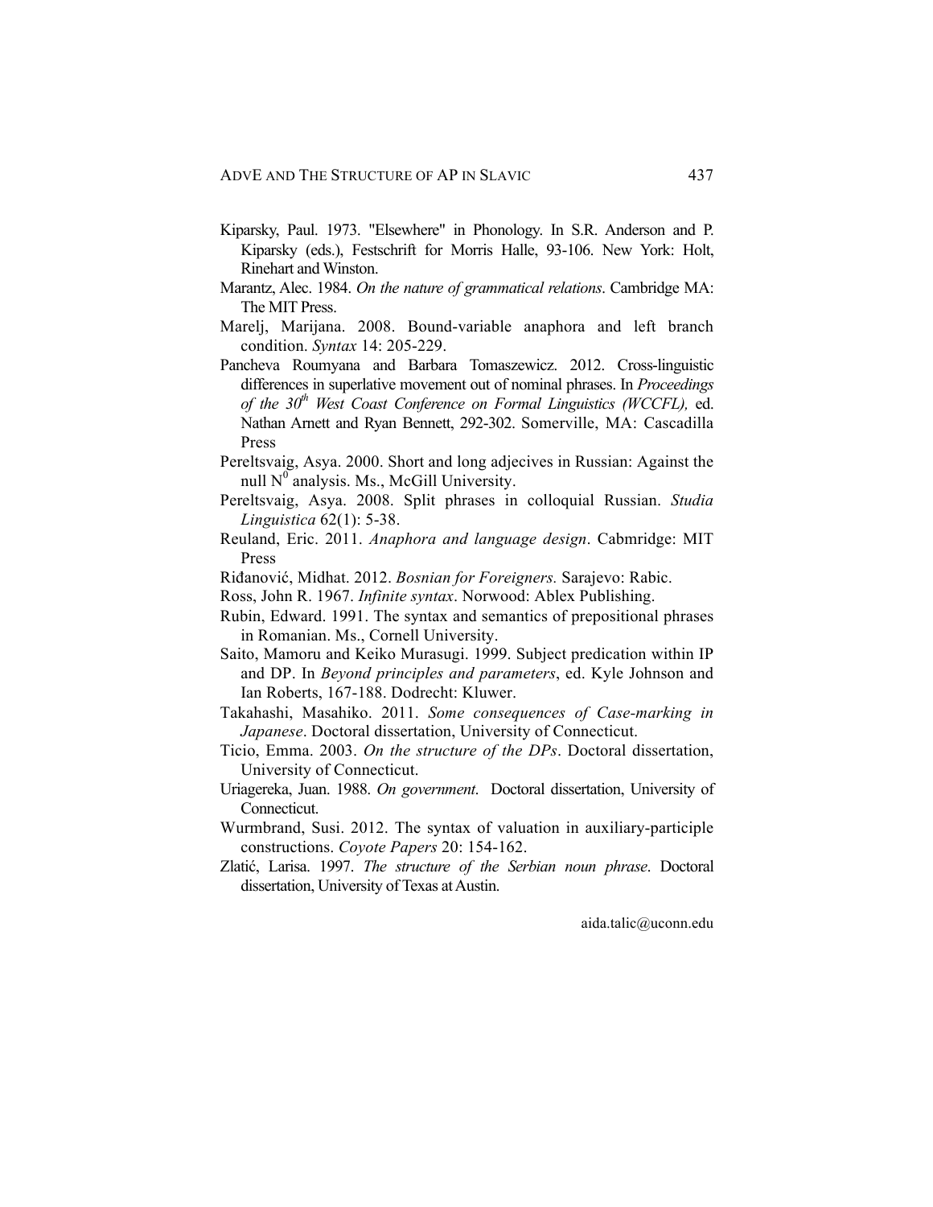Kiparsky, Paul. 1973. "Elsewhere" in Phonology. In S.R. Anderson and P. Kiparsky (eds.), Festschrift for Morris Halle, 93-106. New York: Holt, Rinehart and Winston.

Marantz, Alec. 1984. *On the nature of grammatical relations*. Cambridge MA: The MIT Press.

Marelj, Marijana. 2008. Bound-variable anaphora and left branch condition. *Syntax* 14: 205-229.

Pancheva Roumyana and Barbara Tomaszewicz. 2012. Cross-linguistic differences in superlative movement out of nominal phrases. In *Proceedings of the 30th West Coast Conference on Formal Linguistics (WCCFL),* ed. Nathan Arnett and Ryan Bennett, 292-302. Somerville, MA: Cascadilla Press

Pereltsvaig, Asya. 2000. Short and long adjecives in Russian: Against the null $N^0$ analysis. Ms., McGill University.

Pereltsvaig, Asya. 2008. Split phrases in colloquial Russian. *Studia Linguistica* 62(1): 5-38.

Reuland, Eric. 2011. *Anaphora and language design*. Cabmridge: MIT Press

Riđanović, Midhat. 2012. *Bosnian for Foreigners.* Sarajevo: Rabic.

Ross, John R. 1967. *Infinite syntax*. Norwood: Ablex Publishing.

Rubin, Edward. 1991. The syntax and semantics of prepositional phrases in Romanian. Ms., Cornell University.

Saito, Mamoru and Keiko Murasugi. 1999. Subject predication within IP and DP. In *Beyond principles and parameters*, ed. Kyle Johnson and Ian Roberts, 167-188. Dodrecht: Kluwer.

Takahashi, Masahiko. 2011. *Some consequences of Case-marking in Japanese*. Doctoral dissertation, University of Connecticut.

Ticio, Emma. 2003. *On the structure of the DPs*. Doctoral dissertation, University of Connecticut.

Uriagereka, Juan. 1988. *On government*. Doctoral dissertation, University of Connecticut.

Wurmbrand, Susi. 2012. The syntax of valuation in auxiliary-participle constructions. *Coyote Papers* 20: 154-162.

Zlatić, Larisa. 1997. *The structure of the Serbian noun phrase*. Doctoral dissertation, University of Texas at Austin.

aida.talic@uconn.edu